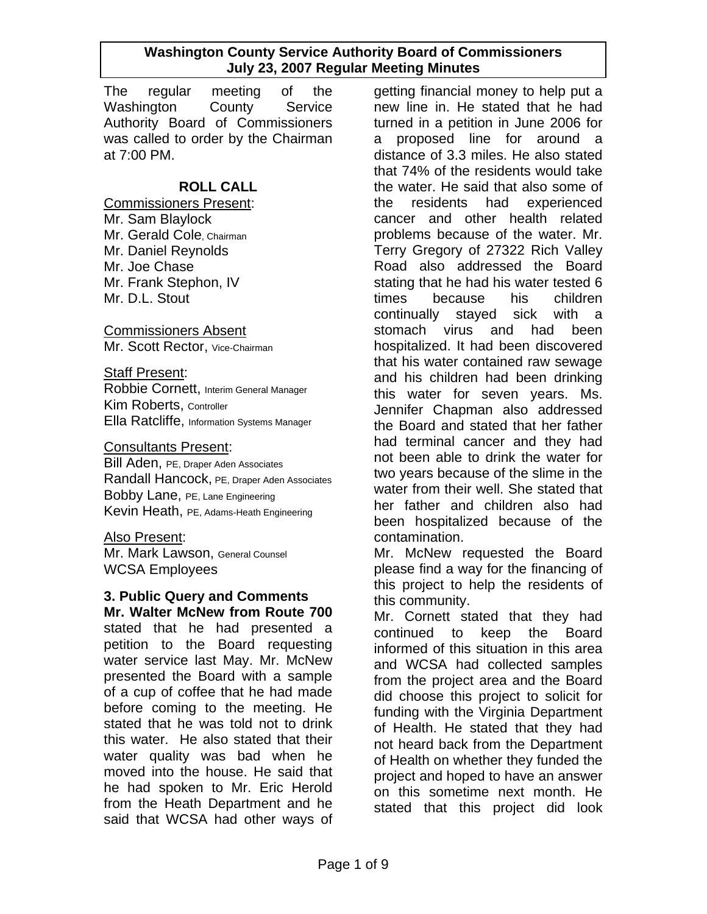# Washington County Service Authority Board of Commissioners
## July 23, 2007 Regular Meeting Minutes

The regular meeting of the Washington County Service Authority Board of Commissioners was called to order by the Chairman at 7:00 PM.

### ROLL CALL

Commissioners Present:
Mr. Sam Blaylock
Mr. Gerald Cole, Chairman
Mr. Daniel Reynolds
Mr. Joe Chase
Mr. Frank Stephon, IV
Mr. D.L. Stout

Commissioners Absent
Mr. Scott Rector, Vice-Chairman

Staff Present:
Robbie Cornett, Interim General Manager
Kim Roberts, Controller
Ella Ratcliffe, Information Systems Manager

Consultants Present:
Bill Aden, PE, Draper Aden Associates
Randall Hancock, PE, Draper Aden Associates
Bobby Lane, PE, Lane Engineering
Kevin Heath, PE, Adams-Heath Engineering

Also Present:
Mr. Mark Lawson, General Counsel
WCSA Employees

**3. Public Query and Comments**

**Mr. Walter McNew from Route 700** stated that he had presented a petition to the Board requesting water service last May. Mr. McNew presented the Board with a sample of a cup of coffee that he had made before coming to the meeting. He stated that he was told not to drink this water. He also stated that their water quality was bad when he moved into the house. He said that he had spoken to Mr. Eric Herold from the Heath Department and he said that WCSA had other ways of getting financial money to help put a new line in. He stated that he had turned in a petition in June 2006 for a proposed line for around a distance of 3.3 miles. He also stated that 74% of the residents would take the water. He said that also some of the residents had experienced cancer and other health related problems because of the water. Mr. Terry Gregory of 27322 Rich Valley Road also addressed the Board stating that he had his water tested 6 times because his children continually stayed sick with a stomach virus and had been hospitalized. It had been discovered that his water contained raw sewage and his children had been drinking this water for seven years. Ms. Jennifer Chapman also addressed the Board and stated that her father had terminal cancer and they had not been able to drink the water for two years because of the slime in the water from their well. She stated that her father and children also had been hospitalized because of the contamination.

Mr. McNew requested the Board please find a way for the financing of this project to help the residents of this community.

Mr. Cornett stated that they had continued to keep the Board informed of this situation in this area and WCSA had collected samples from the project area and the Board did choose this project to solicit for funding with the Virginia Department of Health. He stated that they had not heard back from the Department of Health on whether they funded the project and hoped to have an answer on this sometime next month. He stated that this project did look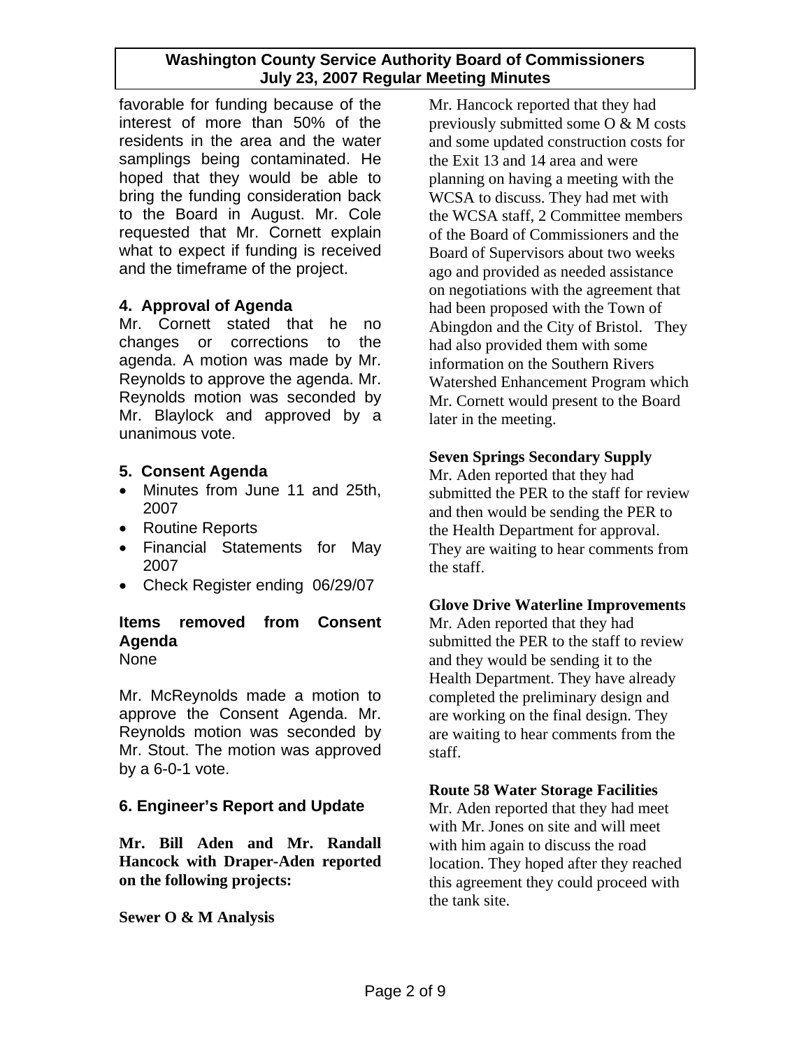favorable for funding because of the interest of more than 50% of the residents in the area and the water samplings being contaminated. He hoped that they would be able to bring the funding consideration back to the Board in August. Mr. Cole requested that Mr. Cornett explain what to expect if funding is received and the timeframe of the project.

### 4. Approval of Agenda

Mr. Cornett stated that he no changes or corrections to the agenda. A motion was made by Mr. Reynolds to approve the agenda. Mr. Reynolds motion was seconded by Mr. Blaylock and approved by a unanimous vote.

### 5. Consent Agenda

- Minutes from June 11 and 25th, 2007
- Routine Reports
- Financial Statements for May 2007
- Check Register ending 06/29/07

**Items removed from Consent Agenda**

None

Mr. McReynolds made a motion to approve the Consent Agenda. Mr. Reynolds motion was seconded by Mr. Stout. The motion was approved by a 6-0-1 vote.

### 6. Engineer's Report and Update

**Mr. Bill Aden and Mr. Randall Hancock with Draper-Aden reported on the following projects:**

**Sewer O & M Analysis**

Mr. Hancock reported that they had previously submitted some O & M costs and some updated construction costs for the Exit 13 and 14 area and were planning on having a meeting with the WCSA to discuss. They had met with the WCSA staff, 2 Committee members of the Board of Commissioners and the Board of Supervisors about two weeks ago and provided as needed assistance on negotiations with the agreement that had been proposed with the Town of Abingdon and the City of Bristol. They had also provided them with some information on the Southern Rivers Watershed Enhancement Program which Mr. Cornett would present to the Board later in the meeting.

**Seven Springs Secondary Supply**

Mr. Aden reported that they had submitted the PER to the staff for review and then would be sending the PER to the Health Department for approval. They are waiting to hear comments from the staff.

**Glove Drive Waterline Improvements**

Mr. Aden reported that they had submitted the PER to the staff to review and they would be sending it to the Health Department. They have already completed the preliminary design and are working on the final design. They are waiting to hear comments from the staff.

**Route 58 Water Storage Facilities**

Mr. Aden reported that they had meet with Mr. Jones on site and will meet with him again to discuss the road location. They hoped after they reached this agreement they could proceed with the tank site.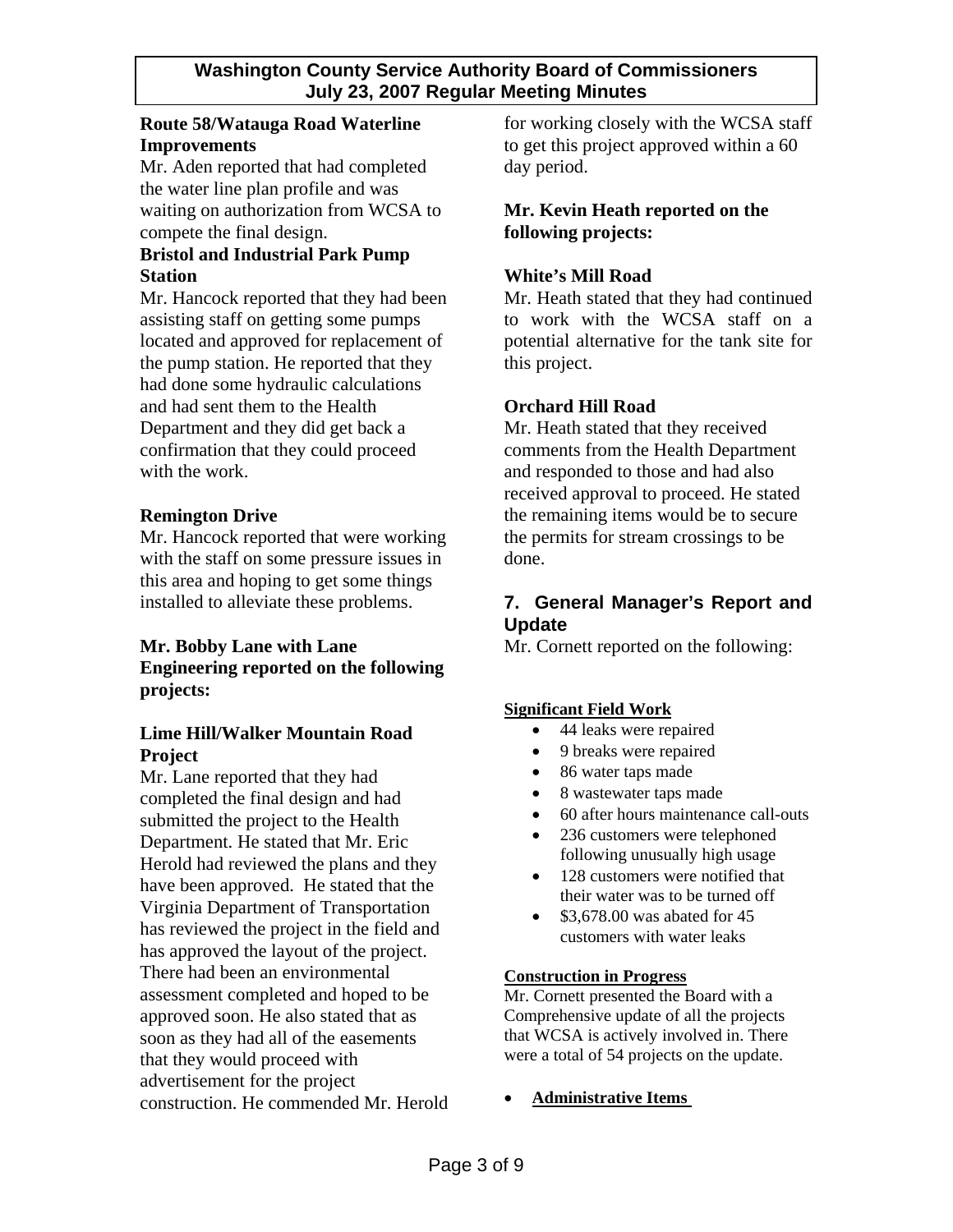**Route 58/Watauga Road Waterline Improvements**

Mr. Aden reported that had completed the water line plan profile and was waiting on authorization from WCSA to compete the final design.

**Bristol and Industrial Park Pump Station**

Mr. Hancock reported that they had been assisting staff on getting some pumps located and approved for replacement of the pump station. He reported that they had done some hydraulic calculations and had sent them to the Health Department and they did get back a confirmation that they could proceed with the work.

**Remington Drive**

Mr. Hancock reported that were working with the staff on some pressure issues in this area and hoping to get some things installed to alleviate these problems.

**Mr. Bobby Lane with Lane Engineering reported on the following projects:**

**Lime Hill/Walker Mountain Road Project**

Mr. Lane reported that they had completed the final design and had submitted the project to the Health Department. He stated that Mr. Eric Herold had reviewed the plans and they have been approved. He stated that the Virginia Department of Transportation has reviewed the project in the field and has approved the layout of the project. There had been an environmental assessment completed and hoped to be approved soon. He also stated that as soon as they had all of the easements that they would proceed with advertisement for the project construction. He commended Mr. Herold for working closely with the WCSA staff to get this project approved within a 60 day period.

**Mr. Kevin Heath reported on the following projects:**

**White's Mill Road**

Mr. Heath stated that they had continued to work with the WCSA staff on a potential alternative for the tank site for this project.

**Orchard Hill Road**

Mr. Heath stated that they received comments from the Health Department and responded to those and had also received approval to proceed. He stated the remaining items would be to secure the permits for stream crossings to be done.

## 7. General Manager's Report and Update

Mr. Cornett reported on the following:

**Significant Field Work**

- 44 leaks were repaired
- 9 breaks were repaired
- 86 water taps made
- 8 wastewater taps made
- 60 after hours maintenance call-outs
- 236 customers were telephoned following unusually high usage
- 128 customers were notified that their water was to be turned off
- \$3,678.00 was abated for 45 customers with water leaks

**Construction in Progress**

Mr. Cornett presented the Board with a Comprehensive update of all the projects that WCSA is actively involved in. There were a total of 54 projects on the update.

- **Administrative Items**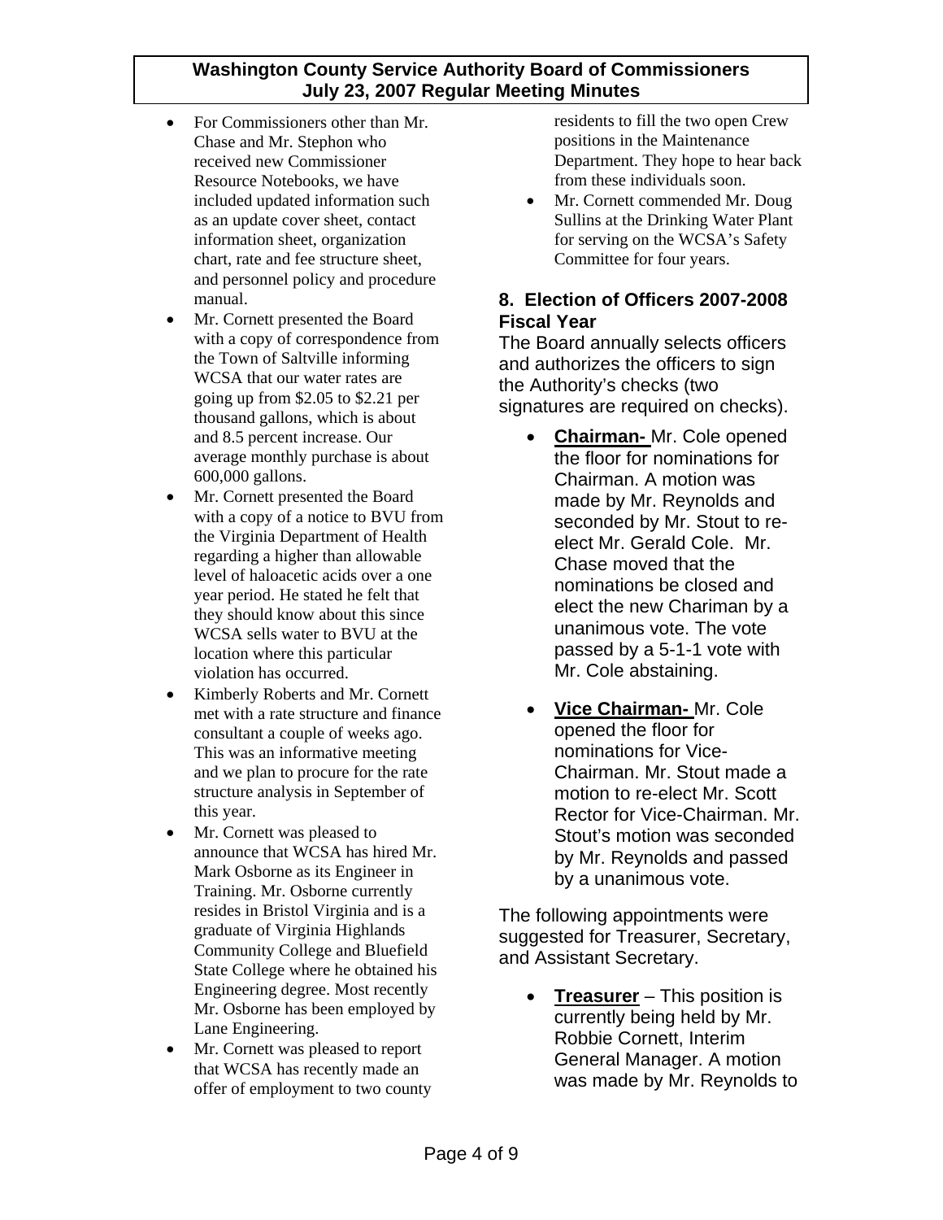- For Commissioners other than Mr. Chase and Mr. Stephon who received new Commissioner Resource Notebooks, we have included updated information such as an update cover sheet, contact information sheet, organization chart, rate and fee structure sheet, and personnel policy and procedure manual.
- Mr. Cornett presented the Board with a copy of correspondence from the Town of Saltville informing WCSA that our water rates are going up from $2.05 to $2.21 per thousand gallons, which is about and 8.5 percent increase. Our average monthly purchase is about 600,000 gallons.
- Mr. Cornett presented the Board with a copy of a notice to BVU from the Virginia Department of Health regarding a higher than allowable level of haloacetic acids over a one year period. He stated he felt that they should know about this since WCSA sells water to BVU at the location where this particular violation has occurred.
- Kimberly Roberts and Mr. Cornett met with a rate structure and finance consultant a couple of weeks ago. This was an informative meeting and we plan to procure for the rate structure analysis in September of this year.
- Mr. Cornett was pleased to announce that WCSA has hired Mr. Mark Osborne as its Engineer in Training. Mr. Osborne currently resides in Bristol Virginia and is a graduate of Virginia Highlands Community College and Bluefield State College where he obtained his Engineering degree. Most recently Mr. Osborne has been employed by Lane Engineering.
- Mr. Cornett was pleased to report that WCSA has recently made an offer of employment to two county residents to fill the two open Crew positions in the Maintenance Department. They hope to hear back from these individuals soon.
- Mr. Cornett commended Mr. Doug Sullins at the Drinking Water Plant for serving on the WCSA's Safety Committee for four years.

## 8. Election of Officers 2007-2008 Fiscal Year

The Board annually selects officers and authorizes the officers to sign the Authority's checks (two signatures are required on checks).

- **Chairman-** Mr. Cole opened the floor for nominations for Chairman. A motion was made by Mr. Reynolds and seconded by Mr. Stout to re-elect Mr. Gerald Cole. Mr. Chase moved that the nominations be closed and elect the new Chariman by a unanimous vote. The vote passed by a 5-1-1 vote with Mr. Cole abstaining.

- **Vice Chairman-** Mr. Cole opened the floor for nominations for Vice-Chairman. Mr. Stout made a motion to re-elect Mr. Scott Rector for Vice-Chairman. Mr. Stout's motion was seconded by Mr. Reynolds and passed by a unanimous vote.

The following appointments were suggested for Treasurer, Secretary, and Assistant Secretary.

- **Treasurer** – This position is currently being held by Mr. Robbie Cornett, Interim General Manager. A motion was made by Mr. Reynolds to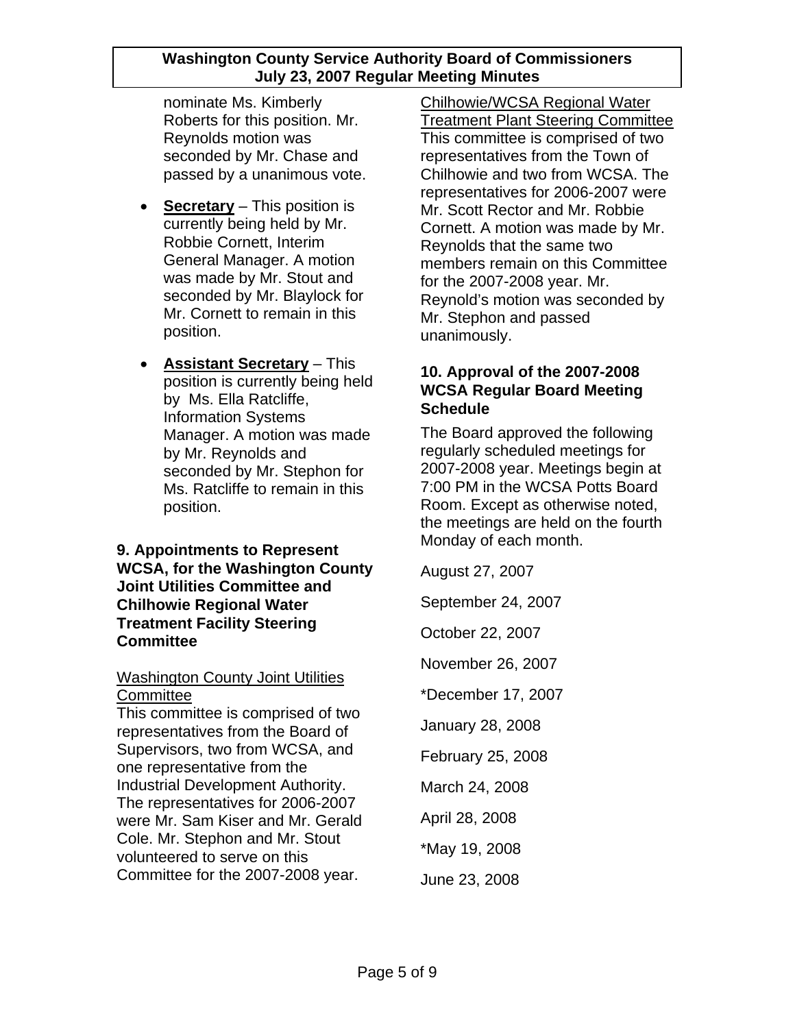nominate Ms. Kimberly Roberts for this position. Mr. Reynolds motion was seconded by Mr. Chase and passed by a unanimous vote.

- **Secretary** – This position is currently being held by Mr. Robbie Cornett, Interim General Manager. A motion was made by Mr. Stout and seconded by Mr. Blaylock for Mr. Cornett to remain in this position.
- **Assistant Secretary** – This position is currently being held by Ms. Ella Ratcliffe, Information Systems Manager. A motion was made by Mr. Reynolds and seconded by Mr. Stephon for Ms. Ratcliffe to remain in this position.

### 9. Appointments to Represent WCSA, for the Washington County Joint Utilities Committee and Chilhowie Regional Water Treatment Facility Steering Committee

Washington County Joint Utilities Committee

This committee is comprised of two representatives from the Board of Supervisors, two from WCSA, and one representative from the Industrial Development Authority. The representatives for 2006-2007 were Mr. Sam Kiser and Mr. Gerald Cole. Mr. Stephon and Mr. Stout volunteered to serve on this Committee for the 2007-2008 year.

Chilhowie/WCSA Regional Water Treatment Plant Steering Committee

This committee is comprised of two representatives from the Town of Chilhowie and two from WCSA. The representatives for 2006-2007 were Mr. Scott Rector and Mr. Robbie Cornett. A motion was made by Mr. Reynolds that the same two members remain on this Committee for the 2007-2008 year. Mr. Reynold's motion was seconded by Mr. Stephon and passed unanimously.

### 10. Approval of the 2007-2008 WCSA Regular Board Meeting Schedule

The Board approved the following regularly scheduled meetings for 2007-2008 year. Meetings begin at 7:00 PM in the WCSA Potts Board Room. Except as otherwise noted, the meetings are held on the fourth Monday of each month.

August 27, 2007

September 24, 2007

October 22, 2007

November 26, 2007

*December 17, 2007

January 28, 2008

February 25, 2008

March 24, 2008

April 28, 2008

*May 19, 2008

June 23, 2008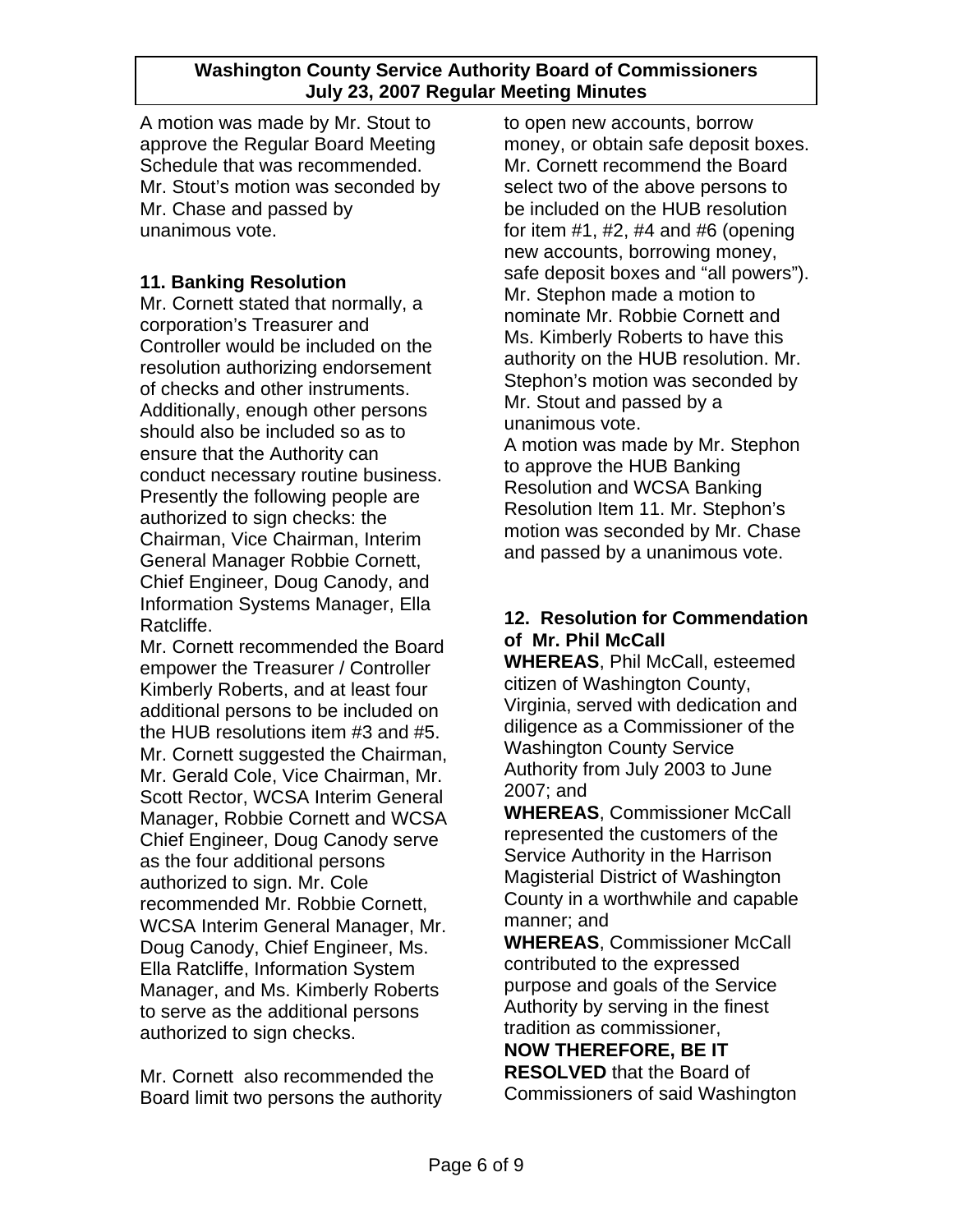A motion was made by Mr. Stout to approve the Regular Board Meeting Schedule that was recommended. Mr. Stout's motion was seconded by Mr. Chase and passed by unanimous vote.

**11. Banking Resolution**

Mr. Cornett stated that normally, a corporation's Treasurer and Controller would be included on the resolution authorizing endorsement of checks and other instruments. Additionally, enough other persons should also be included so as to ensure that the Authority can conduct necessary routine business. Presently the following people are authorized to sign checks: the Chairman, Vice Chairman, Interim General Manager Robbie Cornett, Chief Engineer, Doug Canody, and Information Systems Manager, Ella Ratcliffe.

Mr. Cornett recommended the Board empower the Treasurer / Controller Kimberly Roberts, and at least four additional persons to be included on the HUB resolutions item #3 and #5. Mr. Cornett suggested the Chairman, Mr. Gerald Cole, Vice Chairman, Mr. Scott Rector, WCSA Interim General Manager, Robbie Cornett and WCSA Chief Engineer, Doug Canody serve as the four additional persons authorized to sign. Mr. Cole recommended Mr. Robbie Cornett, WCSA Interim General Manager, Mr. Doug Canody, Chief Engineer, Ms. Ella Ratcliffe, Information System Manager, and Ms. Kimberly Roberts to serve as the additional persons authorized to sign checks.

Mr. Cornett also recommended the Board limit two persons the authority to open new accounts, borrow money, or obtain safe deposit boxes. Mr. Cornett recommend the Board select two of the above persons to be included on the HUB resolution for item #1, #2, #4 and #6 (opening new accounts, borrowing money, safe deposit boxes and "all powers"). Mr. Stephon made a motion to nominate Mr. Robbie Cornett and Ms. Kimberly Roberts to have this authority on the HUB resolution. Mr. Stephon's motion was seconded by Mr. Stout and passed by a unanimous vote.

A motion was made by Mr. Stephon to approve the HUB Banking Resolution and WCSA Banking Resolution Item 11. Mr. Stephon's motion was seconded by Mr. Chase and passed by a unanimous vote.

**12. Resolution for Commendation of Mr. Phil McCall**

**WHEREAS**, Phil McCall, esteemed citizen of Washington County, Virginia, served with dedication and diligence as a Commissioner of the Washington County Service Authority from July 2003 to June 2007; and

**WHEREAS**, Commissioner McCall represented the customers of the Service Authority in the Harrison Magisterial District of Washington County in a worthwhile and capable manner; and

**WHEREAS**, Commissioner McCall contributed to the expressed purpose and goals of the Service Authority by serving in the finest tradition as commissioner,

**NOW THEREFORE, BE IT RESOLVED** that the Board of Commissioners of said Washington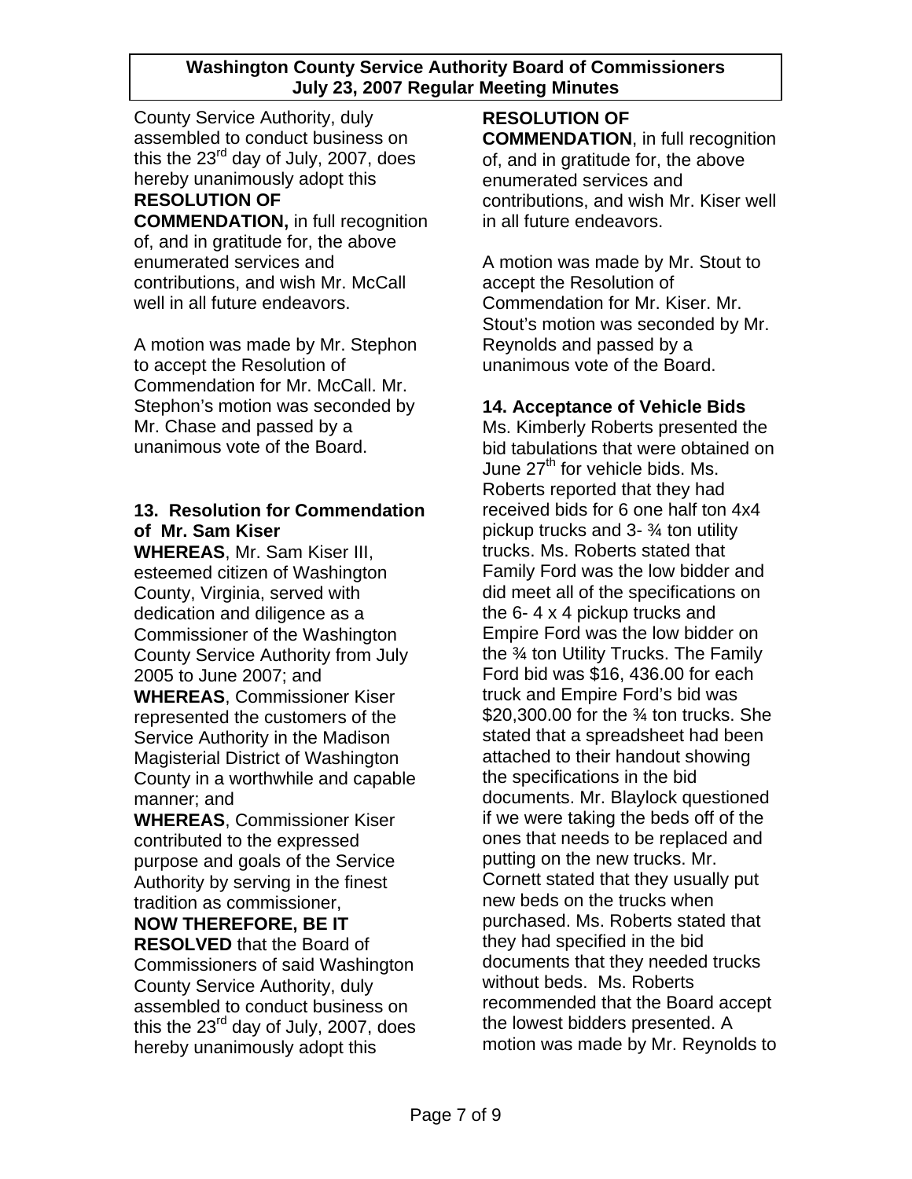County Service Authority, duly assembled to conduct business on this the 23rd day of July, 2007, does hereby unanimously adopt this **RESOLUTION OF COMMENDATION,** in full recognition of, and in gratitude for, the above enumerated services and contributions, and wish Mr. McCall well in all future endeavors.

A motion was made by Mr. Stephon to accept the Resolution of Commendation for Mr. McCall. Mr. Stephon's motion was seconded by Mr. Chase and passed by a unanimous vote of the Board.

### 13. Resolution for Commendation of Mr. Sam Kiser

**WHEREAS**, Mr. Sam Kiser III, esteemed citizen of Washington County, Virginia, served with dedication and diligence as a Commissioner of the Washington County Service Authority from July 2005 to June 2007; and

**WHEREAS**, Commissioner Kiser represented the customers of the Service Authority in the Madison Magisterial District of Washington County in a worthwhile and capable manner; and

**WHEREAS**, Commissioner Kiser contributed to the expressed purpose and goals of the Service Authority by serving in the finest tradition as commissioner,

**NOW THEREFORE, BE IT RESOLVED** that the Board of Commissioners of said Washington County Service Authority, duly assembled to conduct business on this the 23rd day of July, 2007, does hereby unanimously adopt this **RESOLUTION OF COMMENDATION**, in full recognition of, and in gratitude for, the above enumerated services and contributions, and wish Mr. Kiser well in all future endeavors.

A motion was made by Mr. Stout to accept the Resolution of Commendation for Mr. Kiser. Mr. Stout's motion was seconded by Mr. Reynolds and passed by a unanimous vote of the Board.

### 14. Acceptance of Vehicle Bids

Ms. Kimberly Roberts presented the bid tabulations that were obtained on June 27th for vehicle bids. Ms. Roberts reported that they had received bids for 6 one half ton 4x4 pickup trucks and 3- ¾ ton utility trucks. Ms. Roberts stated that Family Ford was the low bidder and did meet all of the specifications on the 6- 4 x 4 pickup trucks and Empire Ford was the low bidder on the ¾ ton Utility Trucks. The Family Ford bid was $16, 436.00 for each truck and Empire Ford's bid was $20,300.00 for the ¾ ton trucks. She stated that a spreadsheet had been attached to their handout showing the specifications in the bid documents. Mr. Blaylock questioned if we were taking the beds off of the ones that needs to be replaced and putting on the new trucks. Mr. Cornett stated that they usually put new beds on the trucks when purchased. Ms. Roberts stated that they had specified in the bid documents that they needed trucks without beds. Ms. Roberts recommended that the Board accept the lowest bidders presented. A motion was made by Mr. Reynolds to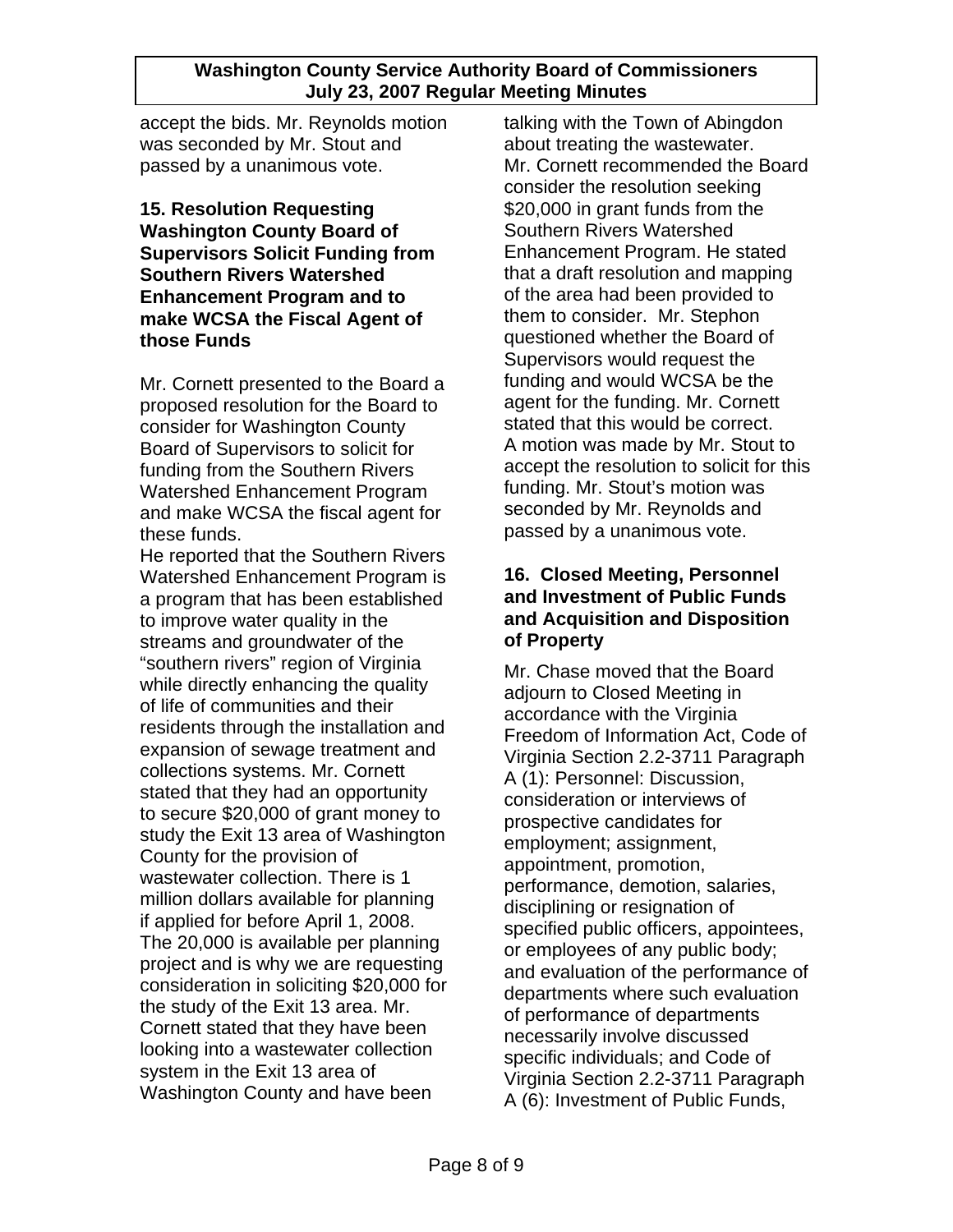accept the bids. Mr. Reynolds motion was seconded by Mr. Stout and passed by a unanimous vote.

**15. Resolution Requesting Washington County Board of Supervisors Solicit Funding from Southern Rivers Watershed Enhancement Program and to make WCSA the Fiscal Agent of those Funds**

Mr. Cornett presented to the Board a proposed resolution for the Board to consider for Washington County Board of Supervisors to solicit for funding from the Southern Rivers Watershed Enhancement Program and make WCSA the fiscal agent for these funds.

He reported that the Southern Rivers Watershed Enhancement Program is a program that has been established to improve water quality in the streams and groundwater of the "southern rivers" region of Virginia while directly enhancing the quality of life of communities and their residents through the installation and expansion of sewage treatment and collections systems. Mr. Cornett stated that they had an opportunity to secure $20,000 of grant money to study the Exit 13 area of Washington County for the provision of wastewater collection. There is 1 million dollars available for planning if applied for before April 1, 2008. The 20,000 is available per planning project and is why we are requesting consideration in soliciting $20,000 for the study of the Exit 13 area. Mr. Cornett stated that they have been looking into a wastewater collection system in the Exit 13 area of Washington County and have been talking with the Town of Abingdon about treating the wastewater.

Mr. Cornett recommended the Board consider the resolution seeking $20,000 in grant funds from the Southern Rivers Watershed Enhancement Program. He stated that a draft resolution and mapping of the area had been provided to them to consider. Mr. Stephon questioned whether the Board of Supervisors would request the funding and would WCSA be the agent for the funding. Mr. Cornett stated that this would be correct.

A motion was made by Mr. Stout to accept the resolution to solicit for this funding. Mr. Stout's motion was seconded by Mr. Reynolds and passed by a unanimous vote.

**16. Closed Meeting, Personnel and Investment of Public Funds and Acquisition and Disposition of Property**

Mr. Chase moved that the Board adjourn to Closed Meeting in accordance with the Virginia Freedom of Information Act, Code of Virginia Section 2.2-3711 Paragraph A (1): Personnel: Discussion, consideration or interviews of prospective candidates for employment; assignment, appointment, promotion, performance, demotion, salaries, disciplining or resignation of specified public officers, appointees, or employees of any public body; and evaluation of the performance of departments where such evaluation of performance of departments necessarily involve discussed specific individuals; and Code of Virginia Section 2.2-3711 Paragraph A (6): Investment of Public Funds,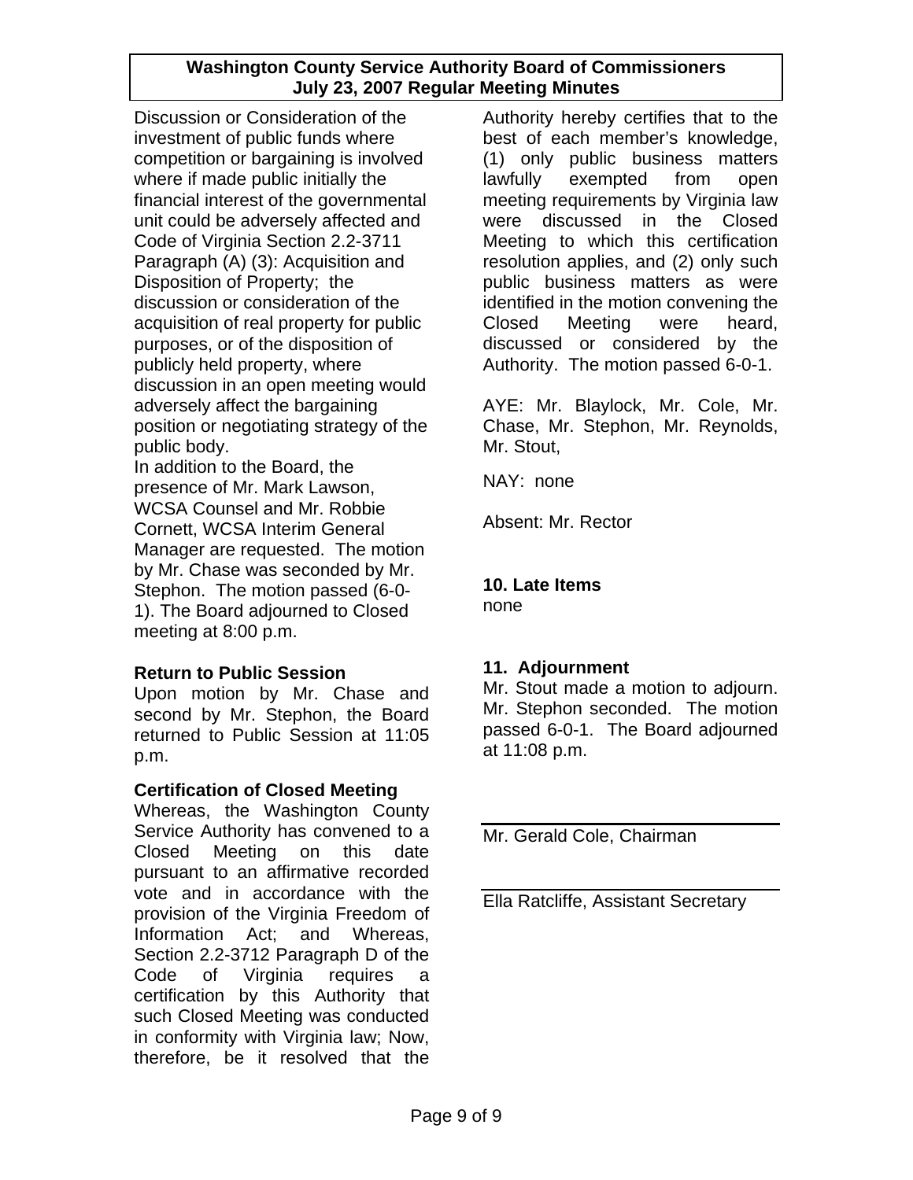Discussion or Consideration of the investment of public funds where competition or bargaining is involved where if made public initially the financial interest of the governmental unit could be adversely affected and Code of Virginia Section 2.2-3711 Paragraph (A) (3): Acquisition and Disposition of Property; the discussion or consideration of the acquisition of real property for public purposes, or of the disposition of publicly held property, where discussion in an open meeting would adversely affect the bargaining position or negotiating strategy of the public body.

In addition to the Board, the presence of Mr. Mark Lawson, WCSA Counsel and Mr. Robbie Cornett, WCSA Interim General Manager are requested. The motion by Mr. Chase was seconded by Mr. Stephon. The motion passed (6-0-1). The Board adjourned to Closed meeting at 8:00 p.m.

**Return to Public Session**

Upon motion by Mr. Chase and second by Mr. Stephon, the Board returned to Public Session at 11:05 p.m.

**Certification of Closed Meeting**

Whereas, the Washington County Service Authority has convened to a Closed Meeting on this date pursuant to an affirmative recorded vote and in accordance with the provision of the Virginia Freedom of Information Act; and Whereas, Section 2.2-3712 Paragraph D of the Code of Virginia requires a certification by this Authority that such Closed Meeting was conducted in conformity with Virginia law; Now, therefore, be it resolved that the Authority hereby certifies that to the best of each member's knowledge, (1) only public business matters lawfully exempted from open meeting requirements by Virginia law were discussed in the Closed Meeting to which this certification resolution applies, and (2) only such public business matters as were identified in the motion convening the Closed Meeting were heard, discussed or considered by the Authority. The motion passed 6-0-1.

AYE: Mr. Blaylock, Mr. Cole, Mr. Chase, Mr. Stephon, Mr. Reynolds, Mr. Stout,

NAY: none

Absent: Mr. Rector

**10. Late Items**

none

**11. Adjournment**

Mr. Stout made a motion to adjourn. Mr. Stephon seconded. The motion passed 6-0-1. The Board adjourned at 11:08 p.m.

Mr. Gerald Cole, Chairman

Ella Ratcliffe, Assistant Secretary